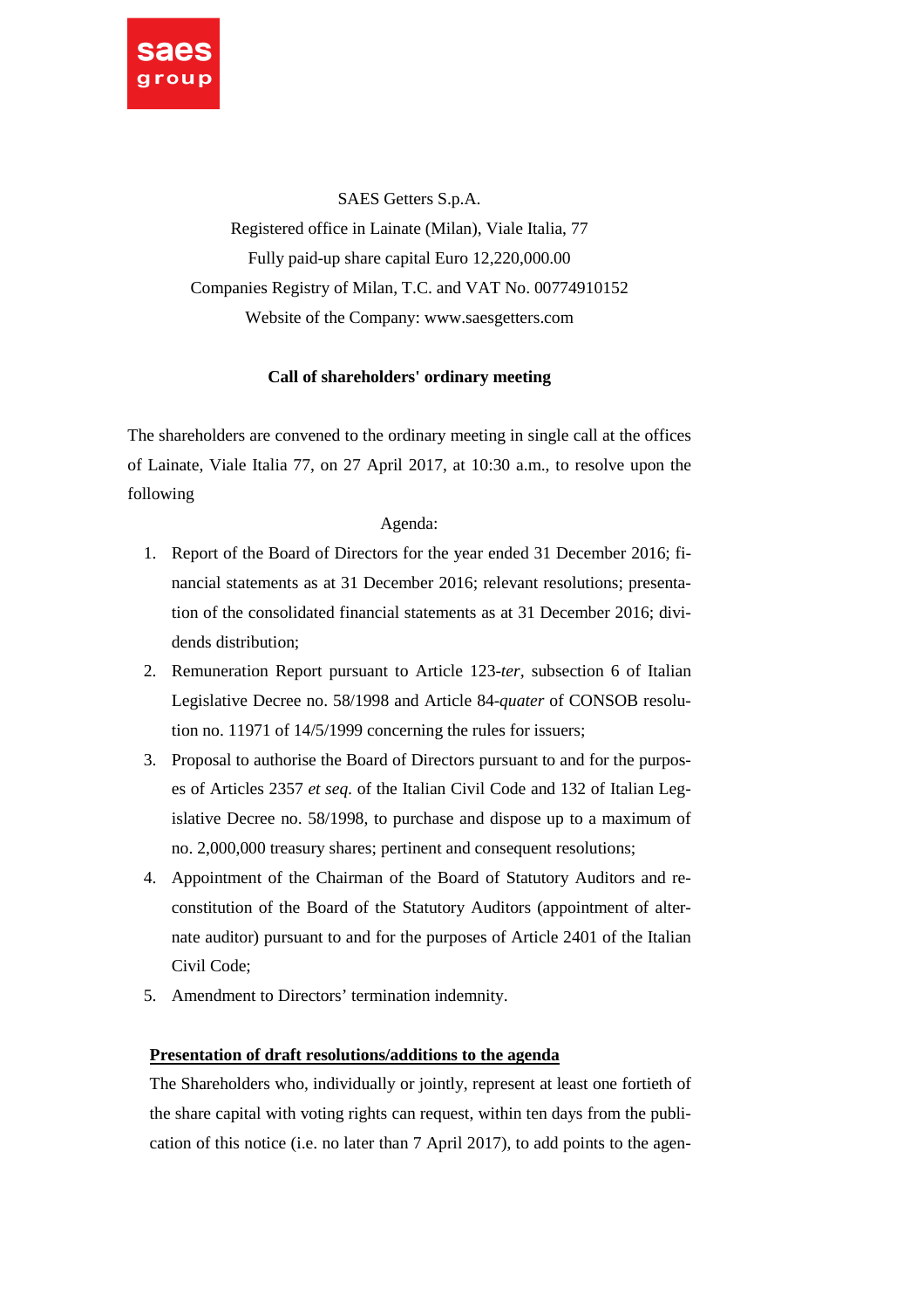SAES Getters S.p.A.

Registered office in Lainate (Milan), Viale Italia, 77

Fully paid-up share capital Euro 12,220,000.00

Companies Registry of Milan, T.C. and VAT No. 00774910152

Website of the Company: www.saesgetters.com

**Call of shareholders' ordinary meeting**

The shareholders are convened to the ordinary meeting in single call at the offices of Lainate, Viale Italia 77, on 27 April 2017, at 10:30 a.m., to resolve upon the following

Agenda:

1. Report of the Board of Directors for the year ended 31 December 2016; financial statements as at 31 December 2016; relevant resolutions; presentation of the consolidated financial statements as at 31 December 2016; dividends distribution;
2. Remuneration Report pursuant to Article 123-*ter,* subsection 6 of Italian Legislative Decree no. 58/1998 and Article 84-*quater* of CONSOB resolution no. 11971 of 14/5/1999 concerning the rules for issuers;
3. Proposal to authorise the Board of Directors pursuant to and for the purposes of Articles 2357 *et seq.* of the Italian Civil Code and 132 of Italian Legislative Decree no. 58/1998, to purchase and dispose up to a maximum of no. 2,000,000 treasury shares; pertinent and consequent resolutions;
4. Appointment of the Chairman of the Board of Statutory Auditors and reconstitution of the Board of the Statutory Auditors (appointment of alternate auditor) pursuant to and for the purposes of Article 2401 of the Italian Civil Code;
5. Amendment to Directors' termination indemnity.

**Presentation of draft resolutions/additions to the agenda**

The Shareholders who, individually or jointly, represent at least one fortieth of the share capital with voting rights can request, within ten days from the publication of this notice (i.e. no later than 7 April 2017), to add points to the agen-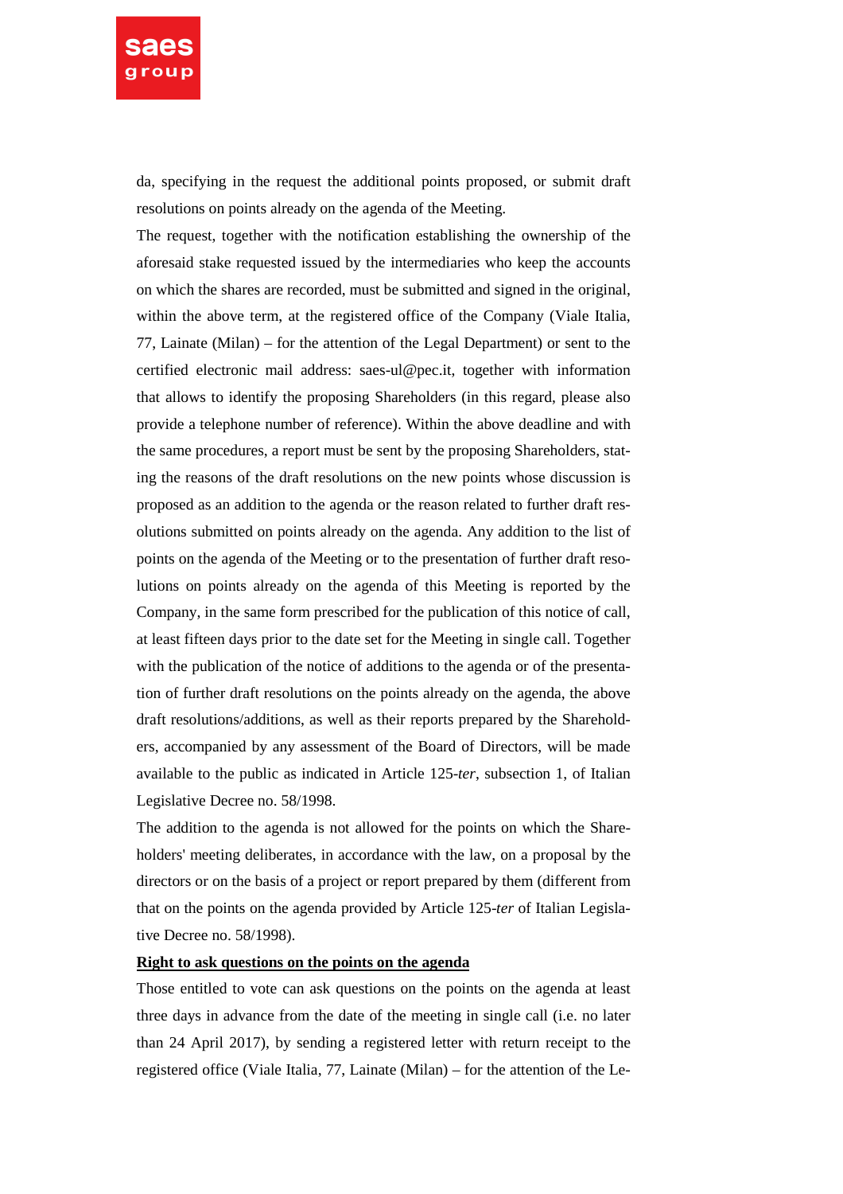da, specifying in the request the additional points proposed, or submit draft resolutions on points already on the agenda of the Meeting.

The request, together with the notification establishing the ownership of the aforesaid stake requested issued by the intermediaries who keep the accounts on which the shares are recorded, must be submitted and signed in the original, within the above term, at the registered office of the Company (Viale Italia, 77, Lainate (Milan) – for the attention of the Legal Department) or sent to the certified electronic mail address: saes-ul@pec.it, together with information that allows to identify the proposing Shareholders (in this regard, please also provide a telephone number of reference). Within the above deadline and with the same procedures, a report must be sent by the proposing Shareholders, stating the reasons of the draft resolutions on the new points whose discussion is proposed as an addition to the agenda or the reason related to further draft resolutions submitted on points already on the agenda. Any addition to the list of points on the agenda of the Meeting or to the presentation of further draft resolutions on points already on the agenda of this Meeting is reported by the Company, in the same form prescribed for the publication of this notice of call, at least fifteen days prior to the date set for the Meeting in single call. Together with the publication of the notice of additions to the agenda or of the presentation of further draft resolutions on the points already on the agenda, the above draft resolutions/additions, as well as their reports prepared by the Shareholders, accompanied by any assessment of the Board of Directors, will be made available to the public as indicated in Article 125-*ter*, subsection 1, of Italian Legislative Decree no. 58/1998.

The addition to the agenda is not allowed for the points on which the Shareholders' meeting deliberates, in accordance with the law, on a proposal by the directors or on the basis of a project or report prepared by them (different from that on the points on the agenda provided by Article 125-*ter* of Italian Legislative Decree no. 58/1998).

**Right to ask questions on the points on the agenda**

Those entitled to vote can ask questions on the points on the agenda at least three days in advance from the date of the meeting in single call (i.e. no later than 24 April 2017), by sending a registered letter with return receipt to the registered office (Viale Italia, 77, Lainate (Milan) – for the attention of the Le-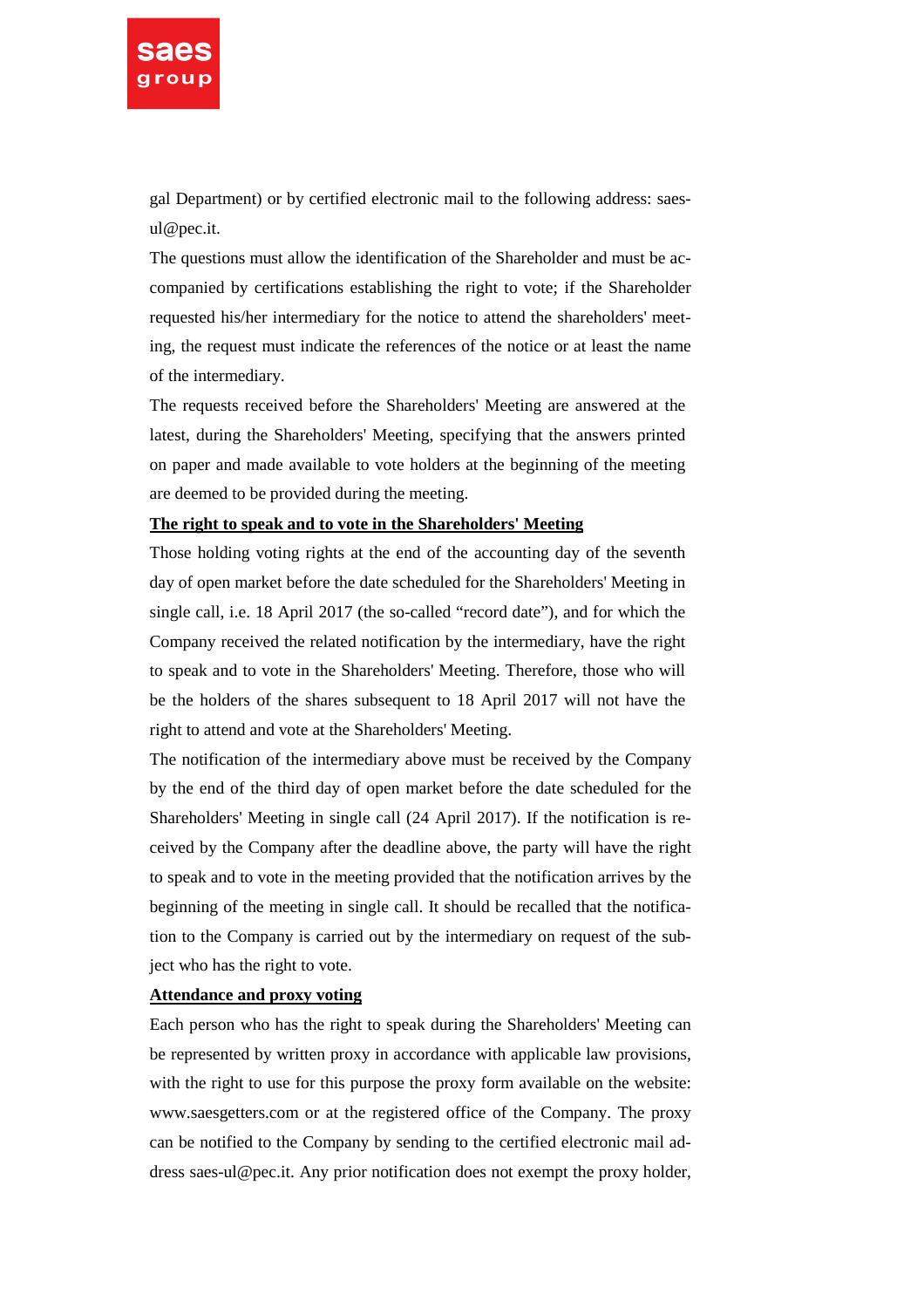gal Department) or by certified electronic mail to the following address: saes-ul@pec.it.

The questions must allow the identification of the Shareholder and must be accompanied by certifications establishing the right to vote; if the Shareholder requested his/her intermediary for the notice to attend the shareholders' meeting, the request must indicate the references of the notice or at least the name of the intermediary.

The requests received before the Shareholders' Meeting are answered at the latest, during the Shareholders' Meeting, specifying that the answers printed on paper and made available to vote holders at the beginning of the meeting are deemed to be provided during the meeting.

**The right to speak and to vote in the Shareholders' Meeting**

Those holding voting rights at the end of the accounting day of the seventh day of open market before the date scheduled for the Shareholders' Meeting in single call, i.e. 18 April 2017 (the so-called "record date"), and for which the Company received the related notification by the intermediary, have the right to speak and to vote in the Shareholders' Meeting. Therefore, those who will be the holders of the shares subsequent to 18 April 2017 will not have the right to attend and vote at the Shareholders' Meeting.

The notification of the intermediary above must be received by the Company by the end of the third day of open market before the date scheduled for the Shareholders' Meeting in single call (24 April 2017). If the notification is received by the Company after the deadline above, the party will have the right to speak and to vote in the meeting provided that the notification arrives by the beginning of the meeting in single call. It should be recalled that the notification to the Company is carried out by the intermediary on request of the subject who has the right to vote.

**Attendance and proxy voting**

Each person who has the right to speak during the Shareholders' Meeting can be represented by written proxy in accordance with applicable law provisions, with the right to use for this purpose the proxy form available on the website: www.saesgetters.com or at the registered office of the Company. The proxy can be notified to the Company by sending to the certified electronic mail address saes-ul@pec.it. Any prior notification does not exempt the proxy holder,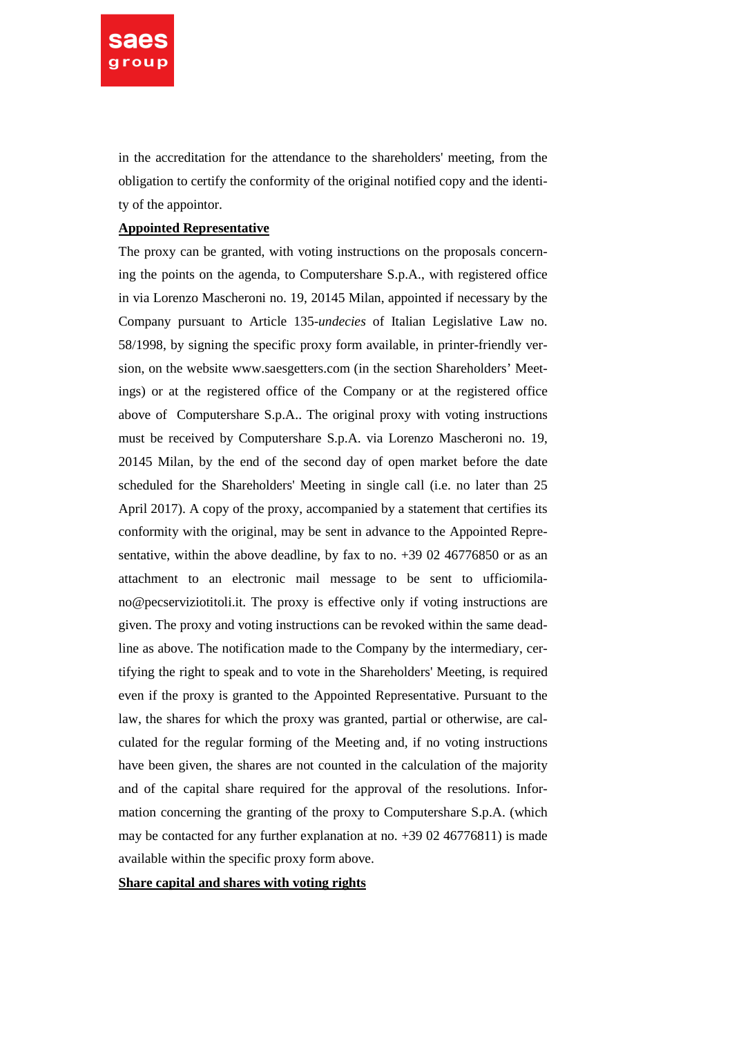in the accreditation for the attendance to the shareholders' meeting, from the obligation to certify the conformity of the original notified copy and the identity of the appointor.

**Appointed Representative**

The proxy can be granted, with voting instructions on the proposals concerning the points on the agenda, to Computershare S.p.A., with registered office in via Lorenzo Mascheroni no. 19, 20145 Milan, appointed if necessary by the Company pursuant to Article 135-*undecies* of Italian Legislative Law no. 58/1998, by signing the specific proxy form available, in printer-friendly version, on the website www.saesgetters.com (in the section Shareholders' Meetings) or at the registered office of the Company or at the registered office above of Computershare S.p.A.. The original proxy with voting instructions must be received by Computershare S.p.A. via Lorenzo Mascheroni no. 19, 20145 Milan, by the end of the second day of open market before the date scheduled for the Shareholders' Meeting in single call (i.e. no later than 25 April 2017). A copy of the proxy, accompanied by a statement that certifies its conformity with the original, may be sent in advance to the Appointed Representative, within the above deadline, by fax to no. +39 02 46776850 or as an attachment to an electronic mail message to be sent to ufficiomilano@pecserviziotitoli.it. The proxy is effective only if voting instructions are given. The proxy and voting instructions can be revoked within the same deadline as above. The notification made to the Company by the intermediary, certifying the right to speak and to vote in the Shareholders' Meeting, is required even if the proxy is granted to the Appointed Representative. Pursuant to the law, the shares for which the proxy was granted, partial or otherwise, are calculated for the regular forming of the Meeting and, if no voting instructions have been given, the shares are not counted in the calculation of the majority and of the capital share required for the approval of the resolutions. Information concerning the granting of the proxy to Computershare S.p.A. (which may be contacted for any further explanation at no. +39 02 46776811) is made available within the specific proxy form above.

**Share capital and shares with voting rights**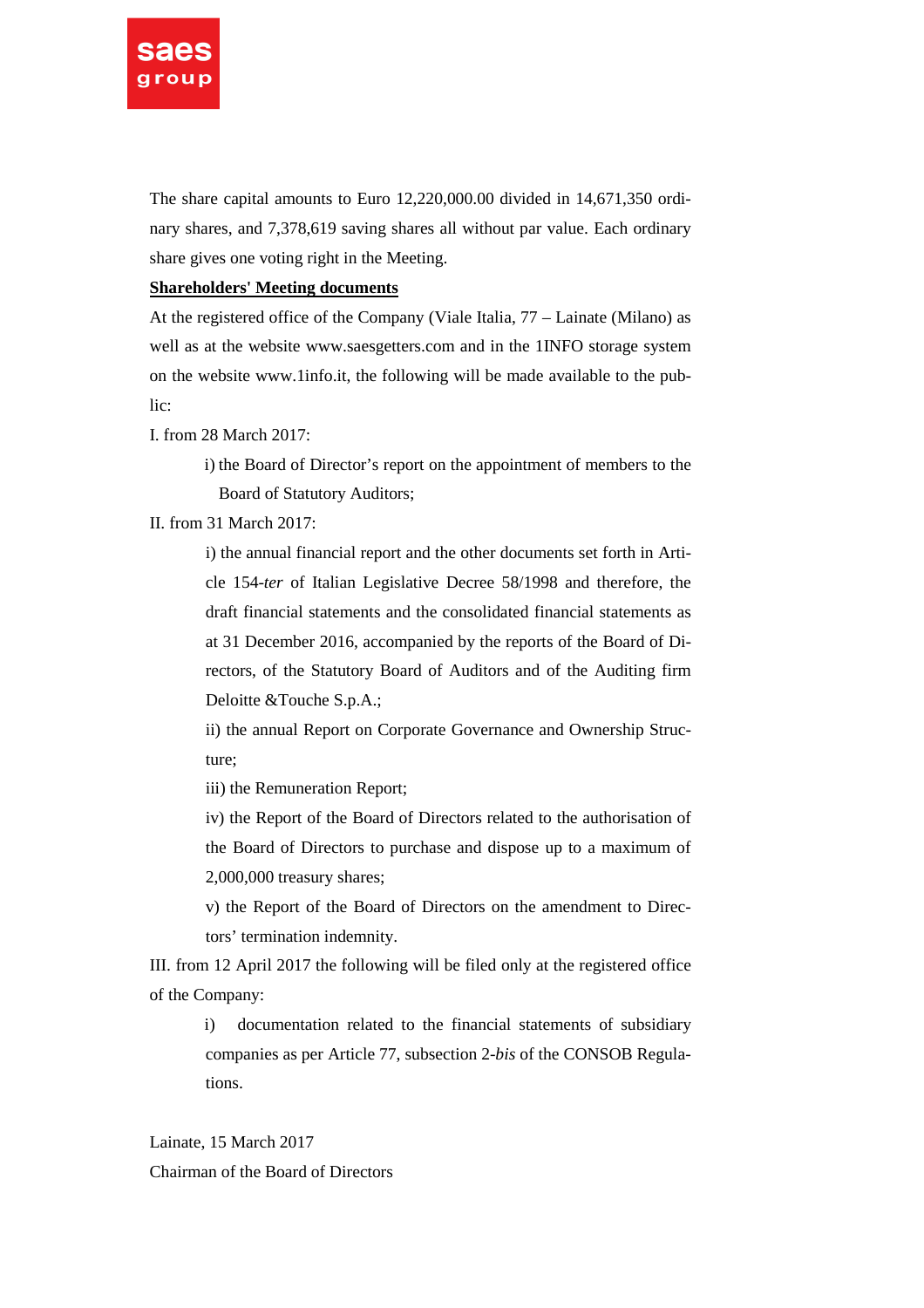The share capital amounts to Euro 12,220,000.00 divided in 14,671,350 ordinary shares, and 7,378,619 saving shares all without par value. Each ordinary share gives one voting right in the Meeting.

**Shareholders' Meeting documents**

At the registered office of the Company (Viale Italia, 77 – Lainate (Milano) as well as at the website www.saesgetters.com and in the 1INFO storage system on the website www.1info.it, the following will be made available to the public:

I. from 28 March 2017:

i) the Board of Director's report on the appointment of members to the Board of Statutory Auditors;

II. from 31 March 2017:

i) the annual financial report and the other documents set forth in Article 154-*ter* of Italian Legislative Decree 58/1998 and therefore, the draft financial statements and the consolidated financial statements as at 31 December 2016, accompanied by the reports of the Board of Directors, of the Statutory Board of Auditors and of the Auditing firm Deloitte &Touche S.p.A.;

ii) the annual Report on Corporate Governance and Ownership Structure;

iii) the Remuneration Report;

iv) the Report of the Board of Directors related to the authorisation of the Board of Directors to purchase and dispose up to a maximum of 2,000,000 treasury shares;

v) the Report of the Board of Directors on the amendment to Directors' termination indemnity.

III. from 12 April 2017 the following will be filed only at the registered office of the Company:

i) documentation related to the financial statements of subsidiary companies as per Article 77, subsection 2-*bis* of the CONSOB Regulations.

Lainate, 15 March 2017

Chairman of the Board of Directors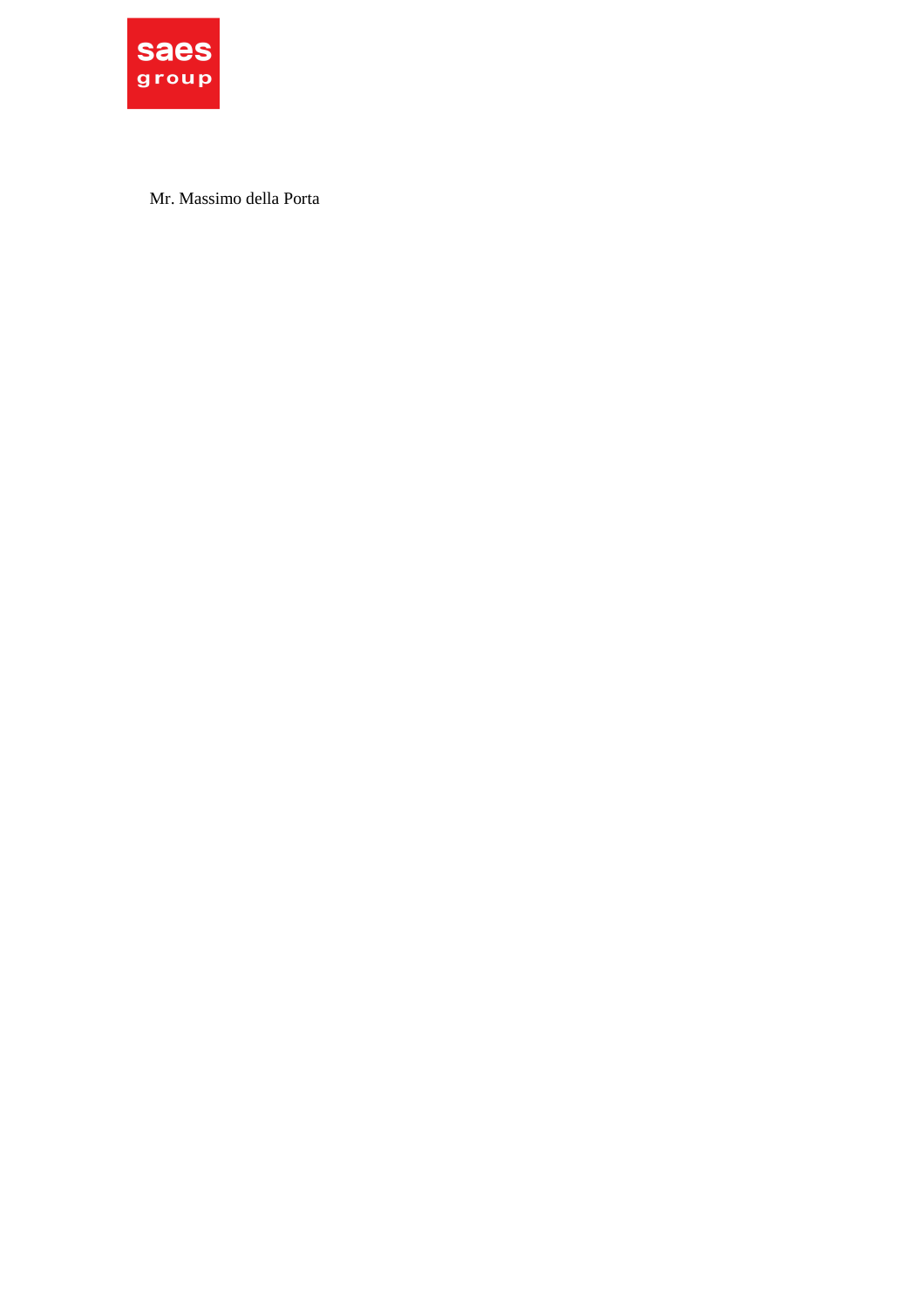Mr. Massimo della Porta